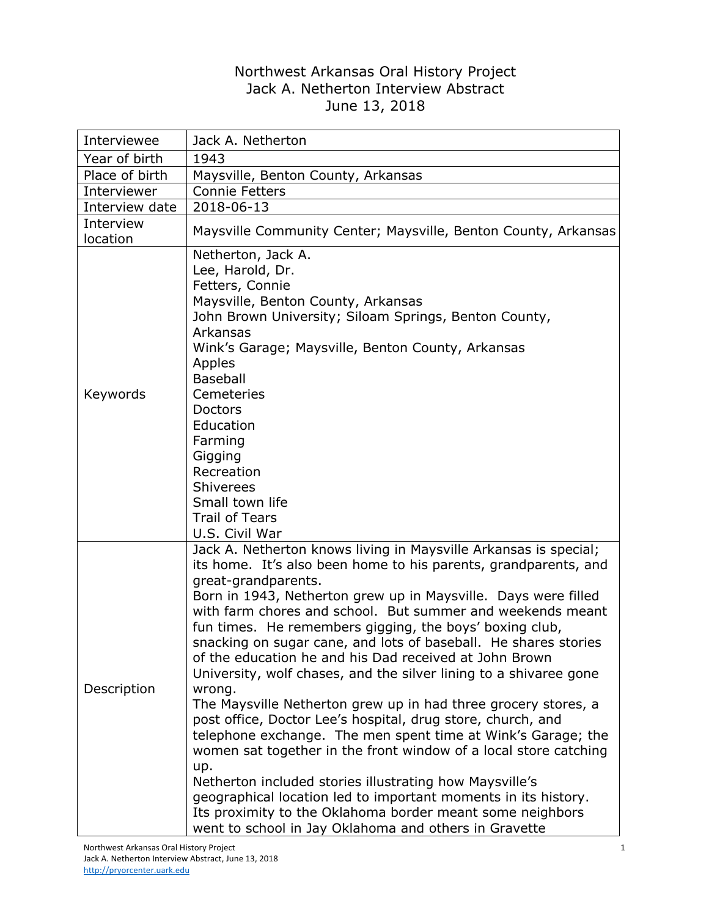# Northwest Arkansas Oral History Project
## Jack A. Netherton Interview Abstract
## June 13, 2018

| | |
|---|---|
| Interviewee | Jack A. Netherton |
| Year of birth | 1943 |
| Place of birth | Maysville, Benton County, Arkansas |
| Interviewer | Connie Fetters |
| Interview date | 2018-06-13 |
| Interview location | Maysville Community Center; Maysville, Benton County, Arkansas |
| Keywords | Netherton, Jack A.<br>Lee, Harold, Dr.<br>Fetters, Connie<br>Maysville, Benton County, Arkansas<br>John Brown University; Siloam Springs, Benton County, Arkansas<br>Wink's Garage; Maysville, Benton County, Arkansas<br>Apples<br>Baseball<br>Cemeteries<br>Doctors<br>Education<br>Farming<br>Gigging<br>Recreation<br>Shiverees<br>Small town life<br>Trail of Tears<br>U.S. Civil War |
| Description | Jack A. Netherton knows living in Maysville Arkansas is special; its home. It's also been home to his parents, grandparents, and great-grandparents.<br>Born in 1943, Netherton grew up in Maysville. Days were filled with farm chores and school. But summer and weekends meant fun times. He remembers gigging, the boys' boxing club, snacking on sugar cane, and lots of baseball. He shares stories of the education he and his Dad received at John Brown University, wolf chases, and the silver lining to a shivaree gone wrong.<br>The Maysville Netherton grew up in had three grocery stores, a post office, Doctor Lee's hospital, drug store, church, and telephone exchange. The men spent time at Wink's Garage; the women sat together in the front window of a local store catching up.<br>Netherton included stories illustrating how Maysville's geographical location led to important moments in its history. Its proximity to the Oklahoma border meant some neighbors went to school in Jay Oklahoma and others in Gravette |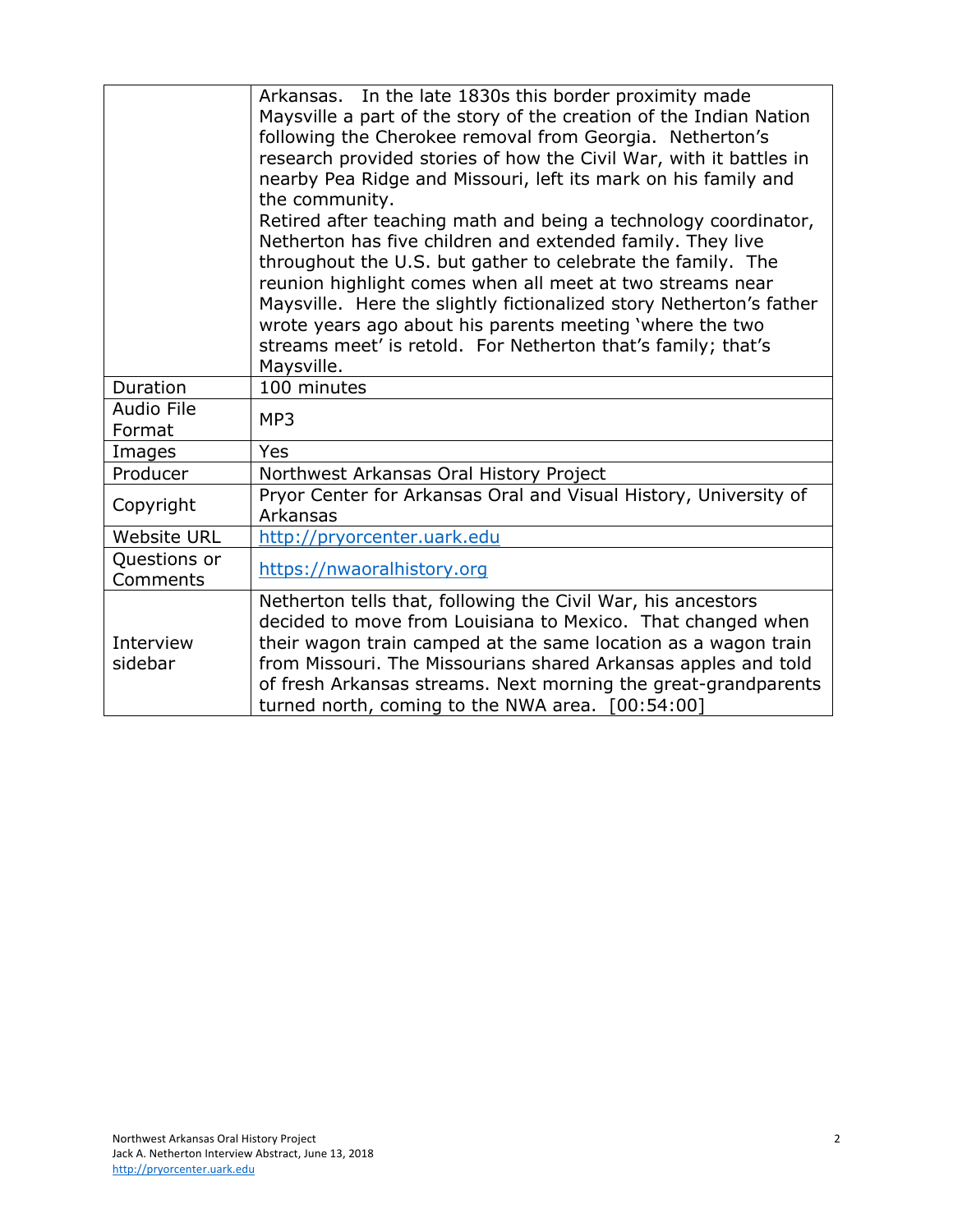| | |
|---|---|
| | Arkansas. In the late 1830s this border proximity made Maysville a part of the story of the creation of the Indian Nation following the Cherokee removal from Georgia. Netherton's research provided stories of how the Civil War, with it battles in nearby Pea Ridge and Missouri, left its mark on his family and the community.<br>Retired after teaching math and being a technology coordinator, Netherton has five children and extended family. They live throughout the U.S. but gather to celebrate the family. The reunion highlight comes when all meet at two streams near Maysville. Here the slightly fictionalized story Netherton's father wrote years ago about his parents meeting 'where the two streams meet' is retold. For Netherton that's family; that's Maysville. |
| Duration | 100 minutes |
| Audio File Format | MP3 |
| Images | Yes |
| Producer | Northwest Arkansas Oral History Project |
| Copyright | Pryor Center for Arkansas Oral and Visual History, University of Arkansas |
| Website URL | http://pryorcenter.uark.edu |
| Questions or Comments | https://nwaoralhistory.org |
| Interview sidebar | Netherton tells that, following the Civil War, his ancestors decided to move from Louisiana to Mexico. That changed when their wagon train camped at the same location as a wagon train from Missouri. The Missourians shared Arkansas apples and told of fresh Arkansas streams. Next morning the great-grandparents turned north, coming to the NWA area. [00:54:00] |